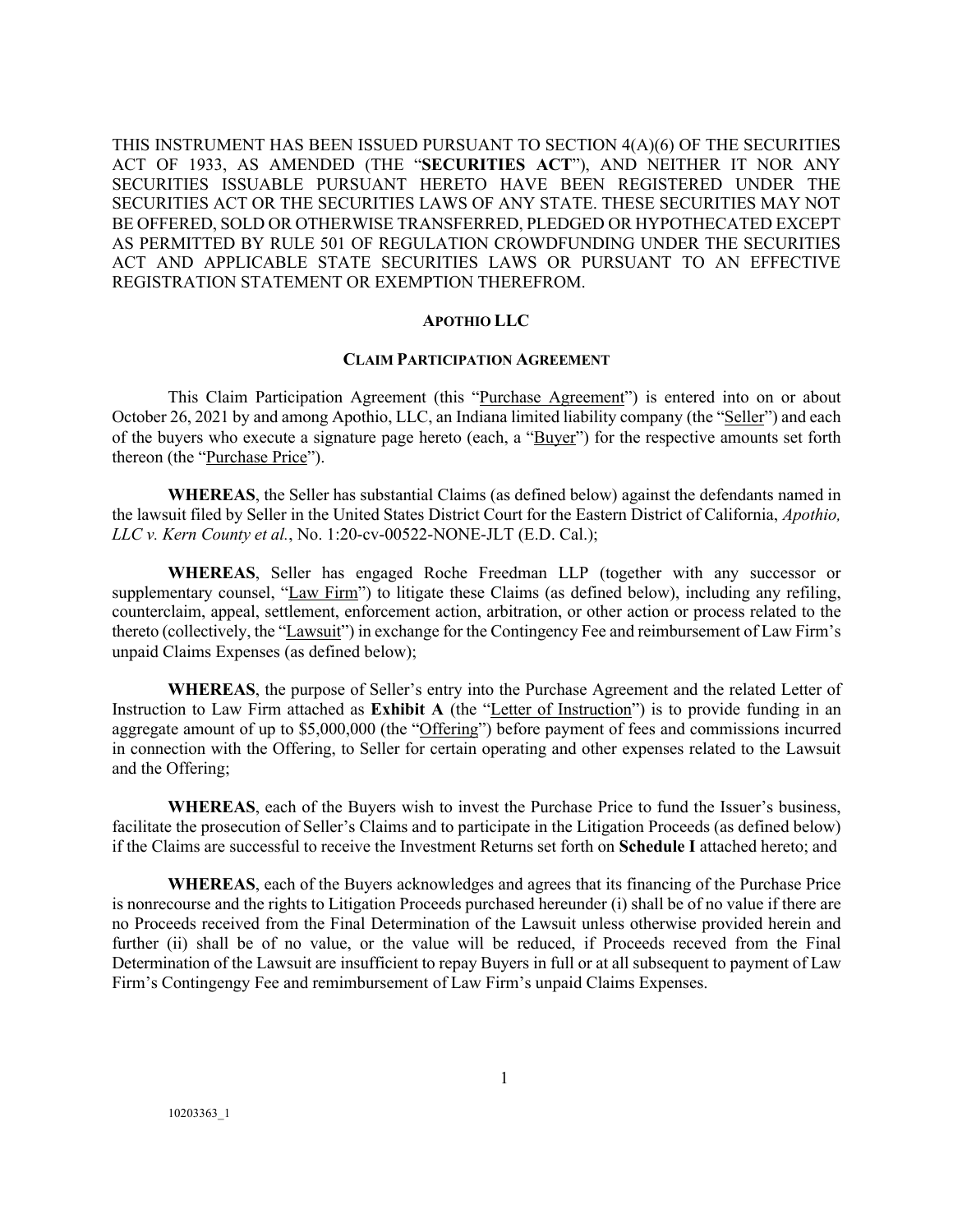THIS INSTRUMENT HAS BEEN ISSUED PURSUANT TO SECTION 4(A)(6) OF THE SECURITIES ACT OF 1933, AS AMENDED (THE "**SECURITIES ACT**"), AND NEITHER IT NOR ANY SECURITIES ISSUABLE PURSUANT HERETO HAVE BEEN REGISTERED UNDER THE SECURITIES ACT OR THE SECURITIES LAWS OF ANY STATE. THESE SECURITIES MAY NOT BE OFFERED, SOLD OR OTHERWISE TRANSFERRED, PLEDGED OR HYPOTHECATED EXCEPT AS PERMITTED BY RULE 501 OF REGULATION CROWDFUNDING UNDER THE SECURITIES ACT AND APPLICABLE STATE SECURITIES LAWS OR PURSUANT TO AN EFFECTIVE REGISTRATION STATEMENT OR EXEMPTION THEREFROM.

# APOTHIO LLC

## CLAIM PARTICIPATION AGREEMENT

This Claim Participation Agreement (this "Purchase Agreement") is entered into on or about October 26, 2021 by and among Apothio, LLC, an Indiana limited liability company (the "Seller") and each of the buyers who execute a signature page hereto (each, a "Buyer") for the respective amounts set forth thereon (the "Purchase Price").

**WHEREAS**, the Seller has substantial Claims (as defined below) against the defendants named in the lawsuit filed by Seller in the United States District Court for the Eastern District of California, *Apothio, LLC v. Kern County et al.*, No. 1:20-cv-00522-NONE-JLT (E.D. Cal.);

**WHEREAS**, Seller has engaged Roche Freedman LLP (together with any successor or supplementary counsel, "Law Firm") to litigate these Claims (as defined below), including any refiling, counterclaim, appeal, settlement, enforcement action, arbitration, or other action or process related to the thereto (collectively, the "Lawsuit") in exchange for the Contingency Fee and reimbursement of Law Firm's unpaid Claims Expenses (as defined below);

**WHEREAS**, the purpose of Seller's entry into the Purchase Agreement and the related Letter of Instruction to Law Firm attached as **Exhibit A** (the "Letter of Instruction") is to provide funding in an aggregate amount of up to $5,000,000 (the "Offering") before payment of fees and commissions incurred in connection with the Offering, to Seller for certain operating and other expenses related to the Lawsuit and the Offering;

**WHEREAS**, each of the Buyers wish to invest the Purchase Price to fund the Issuer's business, facilitate the prosecution of Seller's Claims and to participate in the Litigation Proceeds (as defined below) if the Claims are successful to receive the Investment Returns set forth on **Schedule I** attached hereto; and

**WHEREAS**, each of the Buyers acknowledges and agrees that its financing of the Purchase Price is nonrecourse and the rights to Litigation Proceeds purchased hereunder (i) shall be of no value if there are no Proceeds received from the Final Determination of the Lawsuit unless otherwise provided herein and further (ii) shall be of no value, or the value will be reduced, if Proceeds receved from the Final Determination of the Lawsuit are insufficient to repay Buyers in full or at all subsequent to payment of Law Firm's Contingengy Fee and remimbursement of Law Firm's unpaid Claims Expenses.

10203363_1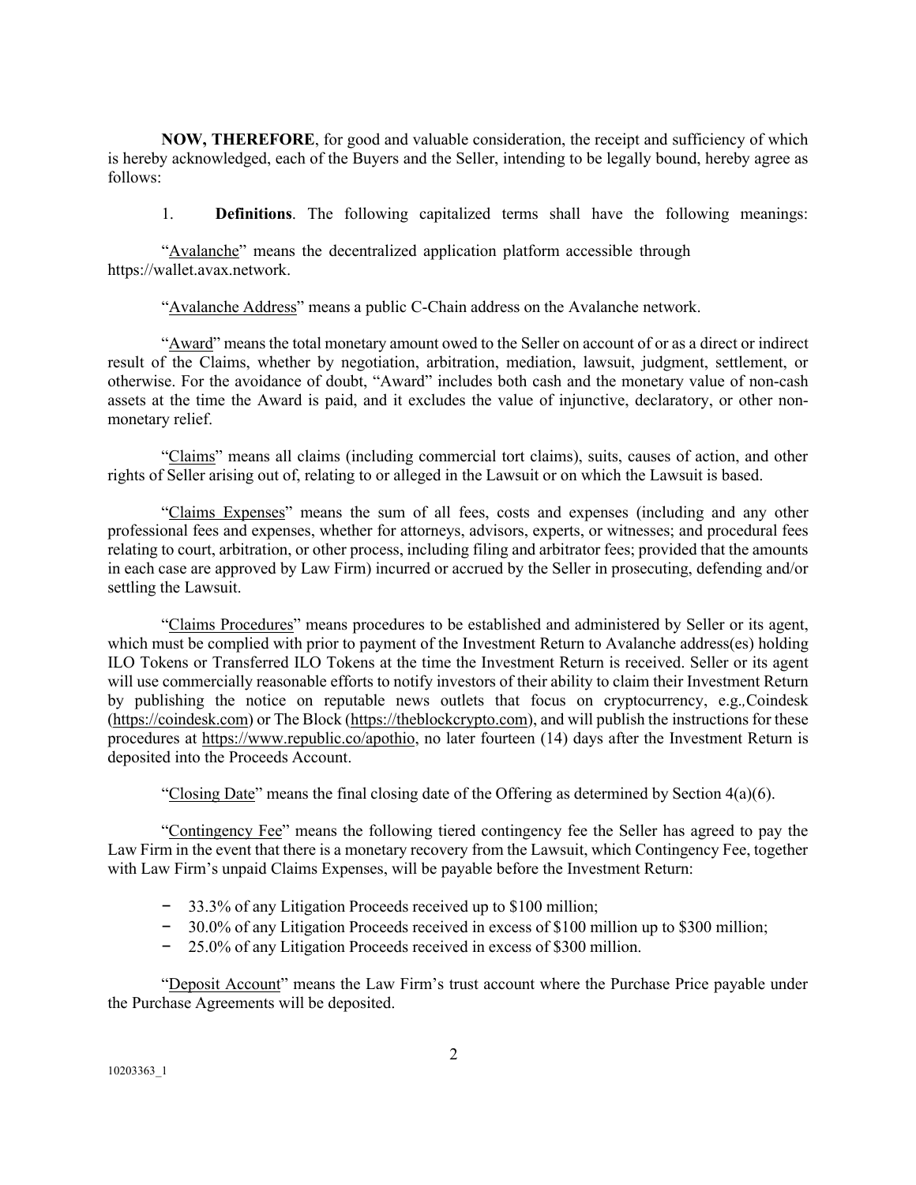**NOW, THEREFORE**, for good and valuable consideration, the receipt and sufficiency of which is hereby acknowledged, each of the Buyers and the Seller, intending to be legally bound, hereby agree as follows:

1. **Definitions**. The following capitalized terms shall have the following meanings:

"<u>Avalanche</u>" means the decentralized application platform accessible through https://wallet.avax.network.

"<u>Avalanche Address</u>" means a public C-Chain address on the Avalanche network.

"<u>Award</u>" means the total monetary amount owed to the Seller on account of or as a direct or indirect result of the Claims, whether by negotiation, arbitration, mediation, lawsuit, judgment, settlement, or otherwise. For the avoidance of doubt, "Award" includes both cash and the monetary value of non-cash assets at the time the Award is paid, and it excludes the value of injunctive, declaratory, or other non-monetary relief.

"<u>Claims</u>" means all claims (including commercial tort claims), suits, causes of action, and other rights of Seller arising out of, relating to or alleged in the Lawsuit or on which the Lawsuit is based.

"<u>Claims Expenses</u>" means the sum of all fees, costs and expenses (including and any other professional fees and expenses, whether for attorneys, advisors, experts, or witnesses; and procedural fees relating to court, arbitration, or other process, including filing and arbitrator fees; provided that the amounts in each case are approved by Law Firm) incurred or accrued by the Seller in prosecuting, defending and/or settling the Lawsuit.

"<u>Claims Procedures</u>" means procedures to be established and administered by Seller or its agent, which must be complied with prior to payment of the Investment Return to Avalanche address(es) holding ILO Tokens or Transferred ILO Tokens at the time the Investment Return is received. Seller or its agent will use commercially reasonable efforts to notify investors of their ability to claim their Investment Return by publishing the notice on reputable news outlets that focus on cryptocurrency, e.g., Coindesk (<u>https://coindesk.com</u>) or The Block (<u>https://theblockcrypto.com</u>), and will publish the instructions for these procedures at <u>https://www.republic.co/apothio</u>, no later fourteen (14) days after the Investment Return is deposited into the Proceeds Account.

"<u>Closing Date</u>" means the final closing date of the Offering as determined by Section 4(a)(6).

"<u>Contingency Fee</u>" means the following tiered contingency fee the Seller has agreed to pay the Law Firm in the event that there is a monetary recovery from the Lawsuit, which Contingency Fee, together with Law Firm's unpaid Claims Expenses, will be payable before the Investment Return:

- 33.3% of any Litigation Proceeds received up to $100 million;
- 30.0% of any Litigation Proceeds received in excess of $100 million up to $300 million;
- 25.0% of any Litigation Proceeds received in excess of $300 million.

"<u>Deposit Account</u>" means the Law Firm's trust account where the Purchase Price payable under the Purchase Agreements will be deposited.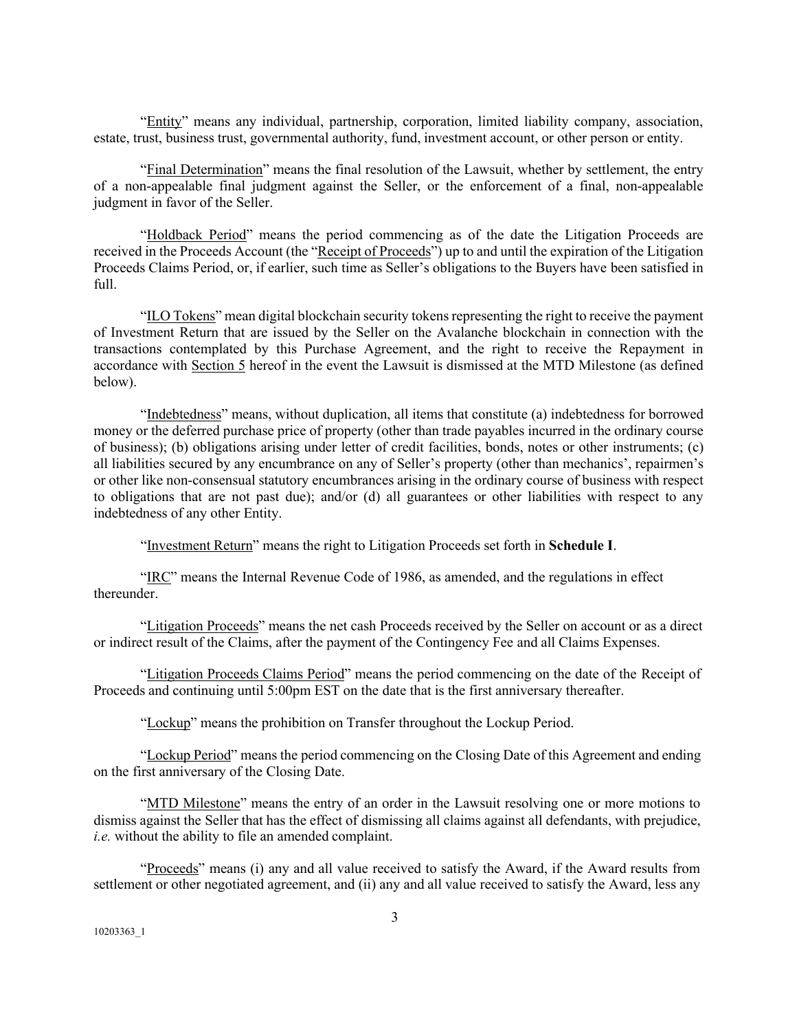"Entity" means any individual, partnership, corporation, limited liability company, association, estate, trust, business trust, governmental authority, fund, investment account, or other person or entity.

"Final Determination" means the final resolution of the Lawsuit, whether by settlement, the entry of a non-appealable final judgment against the Seller, or the enforcement of a final, non-appealable judgment in favor of the Seller.

"Holdback Period" means the period commencing as of the date the Litigation Proceeds are received in the Proceeds Account (the "Receipt of Proceeds") up to and until the expiration of the Litigation Proceeds Claims Period, or, if earlier, such time as Seller's obligations to the Buyers have been satisfied in full.

"ILO Tokens" mean digital blockchain security tokens representing the right to receive the payment of Investment Return that are issued by the Seller on the Avalanche blockchain in connection with the transactions contemplated by this Purchase Agreement, and the right to receive the Repayment in accordance with Section 5 hereof in the event the Lawsuit is dismissed at the MTD Milestone (as defined below).

"Indebtedness" means, without duplication, all items that constitute (a) indebtedness for borrowed money or the deferred purchase price of property (other than trade payables incurred in the ordinary course of business); (b) obligations arising under letter of credit facilities, bonds, notes or other instruments; (c) all liabilities secured by any encumbrance on any of Seller's property (other than mechanics', repairmen's or other like non-consensual statutory encumbrances arising in the ordinary course of business with respect to obligations that are not past due); and/or (d) all guarantees or other liabilities with respect to any indebtedness of any other Entity.

"Investment Return" means the right to Litigation Proceeds set forth in **Schedule I**.

"IRC" means the Internal Revenue Code of 1986, as amended, and the regulations in effect thereunder.

"Litigation Proceeds" means the net cash Proceeds received by the Seller on account or as a direct or indirect result of the Claims, after the payment of the Contingency Fee and all Claims Expenses.

"Litigation Proceeds Claims Period" means the period commencing on the date of the Receipt of Proceeds and continuing until 5:00pm EST on the date that is the first anniversary thereafter.

"Lockup" means the prohibition on Transfer throughout the Lockup Period.

"Lockup Period" means the period commencing on the Closing Date of this Agreement and ending on the first anniversary of the Closing Date.

"MTD Milestone" means the entry of an order in the Lawsuit resolving one or more motions to dismiss against the Seller that has the effect of dismissing all claims against all defendants, with prejudice, *i.e.* without the ability to file an amended complaint.

"Proceeds" means (i) any and all value received to satisfy the Award, if the Award results from settlement or other negotiated agreement, and (ii) any and all value received to satisfy the Award, less any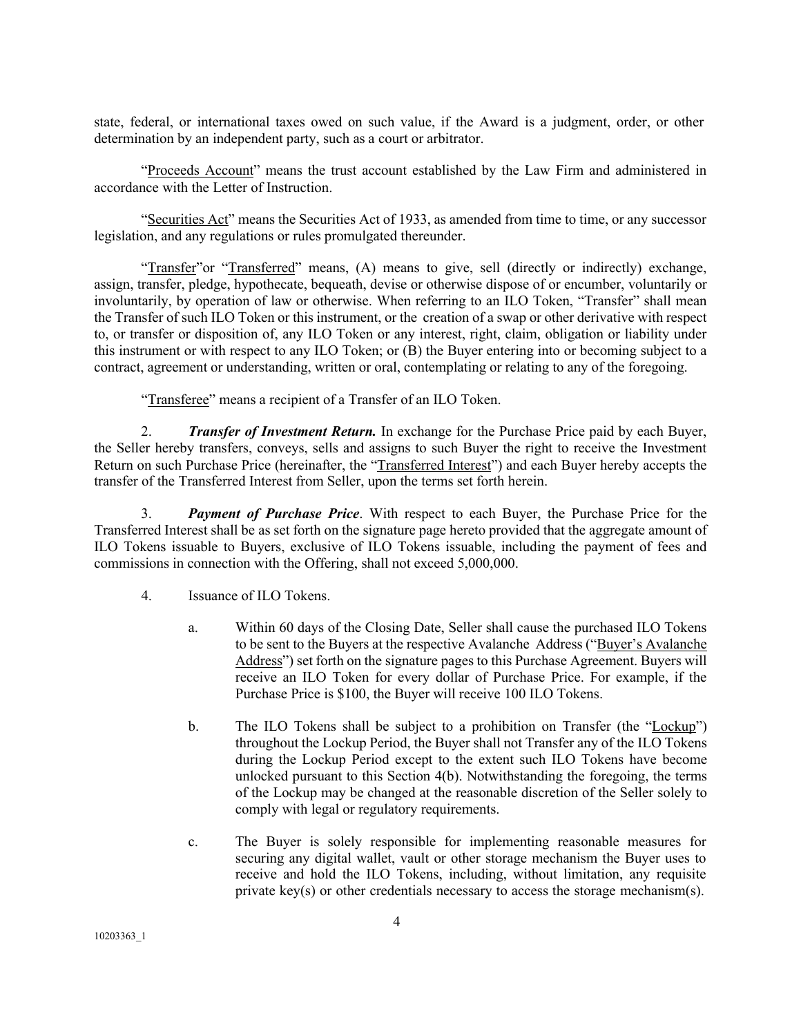state, federal, or international taxes owed on such value, if the Award is a judgment, order, or other determination by an independent party, such as a court or arbitrator.

"Proceeds Account" means the trust account established by the Law Firm and administered in accordance with the Letter of Instruction.

"Securities Act" means the Securities Act of 1933, as amended from time to time, or any successor legislation, and any regulations or rules promulgated thereunder.

"Transfer"or "Transferred" means, (A) means to give, sell (directly or indirectly) exchange, assign, transfer, pledge, hypothecate, bequeath, devise or otherwise dispose of or encumber, voluntarily or involuntarily, by operation of law or otherwise. When referring to an ILO Token, "Transfer" shall mean the Transfer of such ILO Token or this instrument, or the creation of a swap or other derivative with respect to, or transfer or disposition of, any ILO Token or any interest, right, claim, obligation or liability under this instrument or with respect to any ILO Token; or (B) the Buyer entering into or becoming subject to a contract, agreement or understanding, written or oral, contemplating or relating to any of the foregoing.

"Transferee" means a recipient of a Transfer of an ILO Token.

2. ***Transfer of Investment Return.*** In exchange for the Purchase Price paid by each Buyer, the Seller hereby transfers, conveys, sells and assigns to such Buyer the right to receive the Investment Return on such Purchase Price (hereinafter, the "Transferred Interest") and each Buyer hereby accepts the transfer of the Transferred Interest from Seller, upon the terms set forth herein.

3. ***Payment of Purchase Price***. With respect to each Buyer, the Purchase Price for the Transferred Interest shall be as set forth on the signature page hereto provided that the aggregate amount of ILO Tokens issuable to Buyers, exclusive of ILO Tokens issuable, including the payment of fees and commissions in connection with the Offering, shall not exceed 5,000,000.

4. Issuance of ILO Tokens.

   a. Within 60 days of the Closing Date, Seller shall cause the purchased ILO Tokens to be sent to the Buyers at the respective Avalanche Address ("Buyer's Avalanche Address") set forth on the signature pages to this Purchase Agreement. Buyers will receive an ILO Token for every dollar of Purchase Price. For example, if the Purchase Price is $100, the Buyer will receive 100 ILO Tokens.

   b. The ILO Tokens shall be subject to a prohibition on Transfer (the "Lockup") throughout the Lockup Period, the Buyer shall not Transfer any of the ILO Tokens during the Lockup Period except to the extent such ILO Tokens have become unlocked pursuant to this Section 4(b). Notwithstanding the foregoing, the terms of the Lockup may be changed at the reasonable discretion of the Seller solely to comply with legal or regulatory requirements.

   c. The Buyer is solely responsible for implementing reasonable measures for securing any digital wallet, vault or other storage mechanism the Buyer uses to receive and hold the ILO Tokens, including, without limitation, any requisite private key(s) or other credentials necessary to access the storage mechanism(s).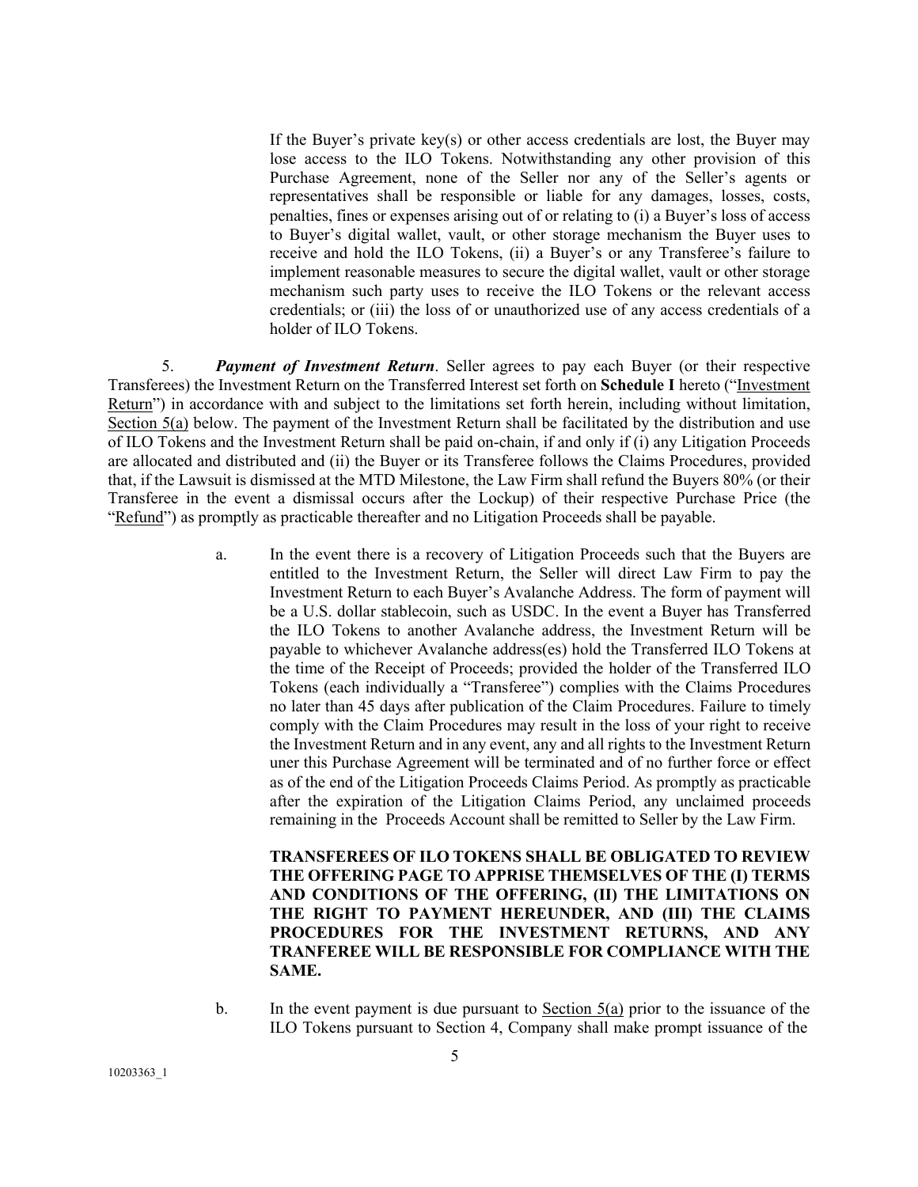If the Buyer's private key(s) or other access credentials are lost, the Buyer may lose access to the ILO Tokens. Notwithstanding any other provision of this Purchase Agreement, none of the Seller nor any of the Seller's agents or representatives shall be responsible or liable for any damages, losses, costs, penalties, fines or expenses arising out of or relating to (i) a Buyer's loss of access to Buyer's digital wallet, vault, or other storage mechanism the Buyer uses to receive and hold the ILO Tokens, (ii) a Buyer's or any Transferee's failure to implement reasonable measures to secure the digital wallet, vault or other storage mechanism such party uses to receive the ILO Tokens or the relevant access credentials; or (iii) the loss of or unauthorized use of any access credentials of a holder of ILO Tokens.

5. ***Payment of Investment Return***. Seller agrees to pay each Buyer (or their respective Transferees) the Investment Return on the Transferred Interest set forth on **Schedule I** hereto ("Investment Return") in accordance with and subject to the limitations set forth herein, including without limitation, Section 5(a) below. The payment of the Investment Return shall be facilitated by the distribution and use of ILO Tokens and the Investment Return shall be paid on-chain, if and only if (i) any Litigation Proceeds are allocated and distributed and (ii) the Buyer or its Transferee follows the Claims Procedures, provided that, if the Lawsuit is dismissed at the MTD Milestone, the Law Firm shall refund the Buyers 80% (or their Transferee in the event a dismissal occurs after the Lockup) of their respective Purchase Price (the "Refund") as promptly as practicable thereafter and no Litigation Proceeds shall be payable.

a. In the event there is a recovery of Litigation Proceeds such that the Buyers are entitled to the Investment Return, the Seller will direct Law Firm to pay the Investment Return to each Buyer's Avalanche Address. The form of payment will be a U.S. dollar stablecoin, such as USDC. In the event a Buyer has Transferred the ILO Tokens to another Avalanche address, the Investment Return will be payable to whichever Avalanche address(es) hold the Transferred ILO Tokens at the time of the Receipt of Proceeds; provided the holder of the Transferred ILO Tokens (each individually a "Transferee") complies with the Claims Procedures no later than 45 days after publication of the Claim Procedures. Failure to timely comply with the Claim Procedures may result in the loss of your right to receive the Investment Return and in any event, any and all rights to the Investment Return uner this Purchase Agreement will be terminated and of no further force or effect as of the end of the Litigation Proceeds Claims Period. As promptly as practicable after the expiration of the Litigation Claims Period, any unclaimed proceeds remaining in the Proceeds Account shall be remitted to Seller by the Law Firm.

**TRANSFEREES OF ILO TOKENS SHALL BE OBLIGATED TO REVIEW THE OFFERING PAGE TO APPRISE THEMSELVES OF THE (I) TERMS AND CONDITIONS OF THE OFFERING, (II) THE LIMITATIONS ON THE RIGHT TO PAYMENT HEREUNDER, AND (III) THE CLAIMS PROCEDURES FOR THE INVESTMENT RETURNS, AND ANY TRANFEREE WILL BE RESPONSIBLE FOR COMPLIANCE WITH THE SAME.**

b. In the event payment is due pursuant to Section 5(a) prior to the issuance of the ILO Tokens pursuant to Section 4, Company shall make prompt issuance of the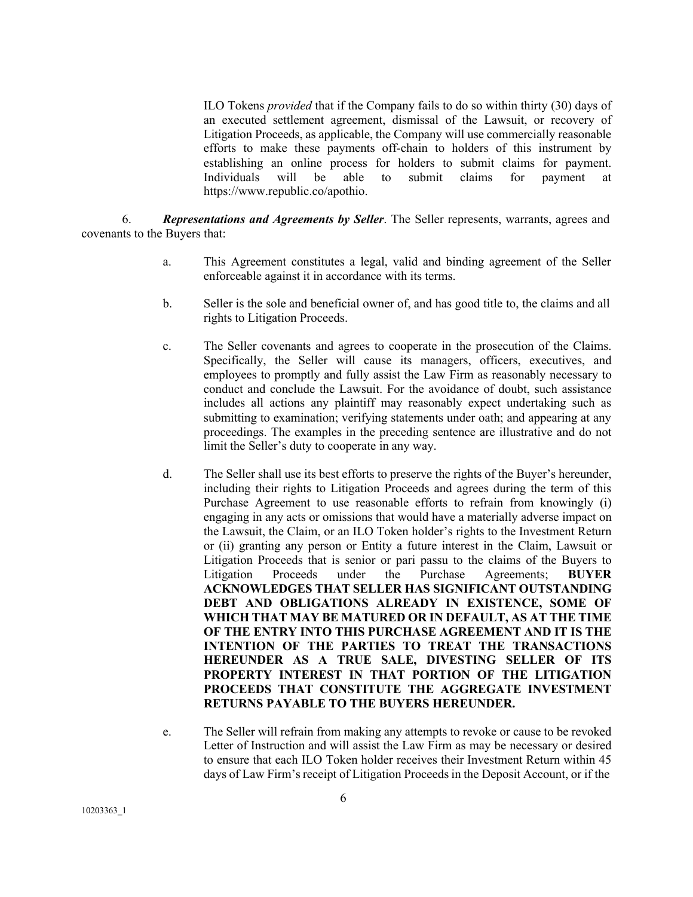ILO Tokens *provided* that if the Company fails to do so within thirty (30) days of an executed settlement agreement, dismissal of the Lawsuit, or recovery of Litigation Proceeds, as applicable, the Company will use commercially reasonable efforts to make these payments off-chain to holders of this instrument by establishing an online process for holders to submit claims for payment. Individuals will be able to submit claims for payment at https://www.republic.co/apothio.

6. ***Representations and Agreements by Seller***. The Seller represents, warrants, agrees and covenants to the Buyers that:

a. This Agreement constitutes a legal, valid and binding agreement of the Seller enforceable against it in accordance with its terms.

b. Seller is the sole and beneficial owner of, and has good title to, the claims and all rights to Litigation Proceeds.

c. The Seller covenants and agrees to cooperate in the prosecution of the Claims. Specifically, the Seller will cause its managers, officers, executives, and employees to promptly and fully assist the Law Firm as reasonably necessary to conduct and conclude the Lawsuit. For the avoidance of doubt, such assistance includes all actions any plaintiff may reasonably expect undertaking such as submitting to examination; verifying statements under oath; and appearing at any proceedings. The examples in the preceding sentence are illustrative and do not limit the Seller's duty to cooperate in any way.

d. The Seller shall use its best efforts to preserve the rights of the Buyer's hereunder, including their rights to Litigation Proceeds and agrees during the term of this Purchase Agreement to use reasonable efforts to refrain from knowingly (i) engaging in any acts or omissions that would have a materially adverse impact on the Lawsuit, the Claim, or an ILO Token holder's rights to the Investment Return or (ii) granting any person or Entity a future interest in the Claim, Lawsuit or Litigation Proceeds that is senior or pari passu to the claims of the Buyers to Litigation Proceeds under the Purchase Agreements; **BUYER ACKNOWLEDGES THAT SELLER HAS SIGNIFICANT OUTSTANDING DEBT AND OBLIGATIONS ALREADY IN EXISTENCE, SOME OF WHICH THAT MAY BE MATURED OR IN DEFAULT, AS AT THE TIME OF THE ENTRY INTO THIS PURCHASE AGREEMENT AND IT IS THE INTENTION OF THE PARTIES TO TREAT THE TRANSACTIONS HEREUNDER AS A TRUE SALE, DIVESTING SELLER OF ITS PROPERTY INTEREST IN THAT PORTION OF THE LITIGATION PROCEEDS THAT CONSTITUTE THE AGGREGATE INVESTMENT RETURNS PAYABLE TO THE BUYERS HEREUNDER.**

e. The Seller will refrain from making any attempts to revoke or cause to be revoked Letter of Instruction and will assist the Law Firm as may be necessary or desired to ensure that each ILO Token holder receives their Investment Return within 45 days of Law Firm's receipt of Litigation Proceeds in the Deposit Account, or if the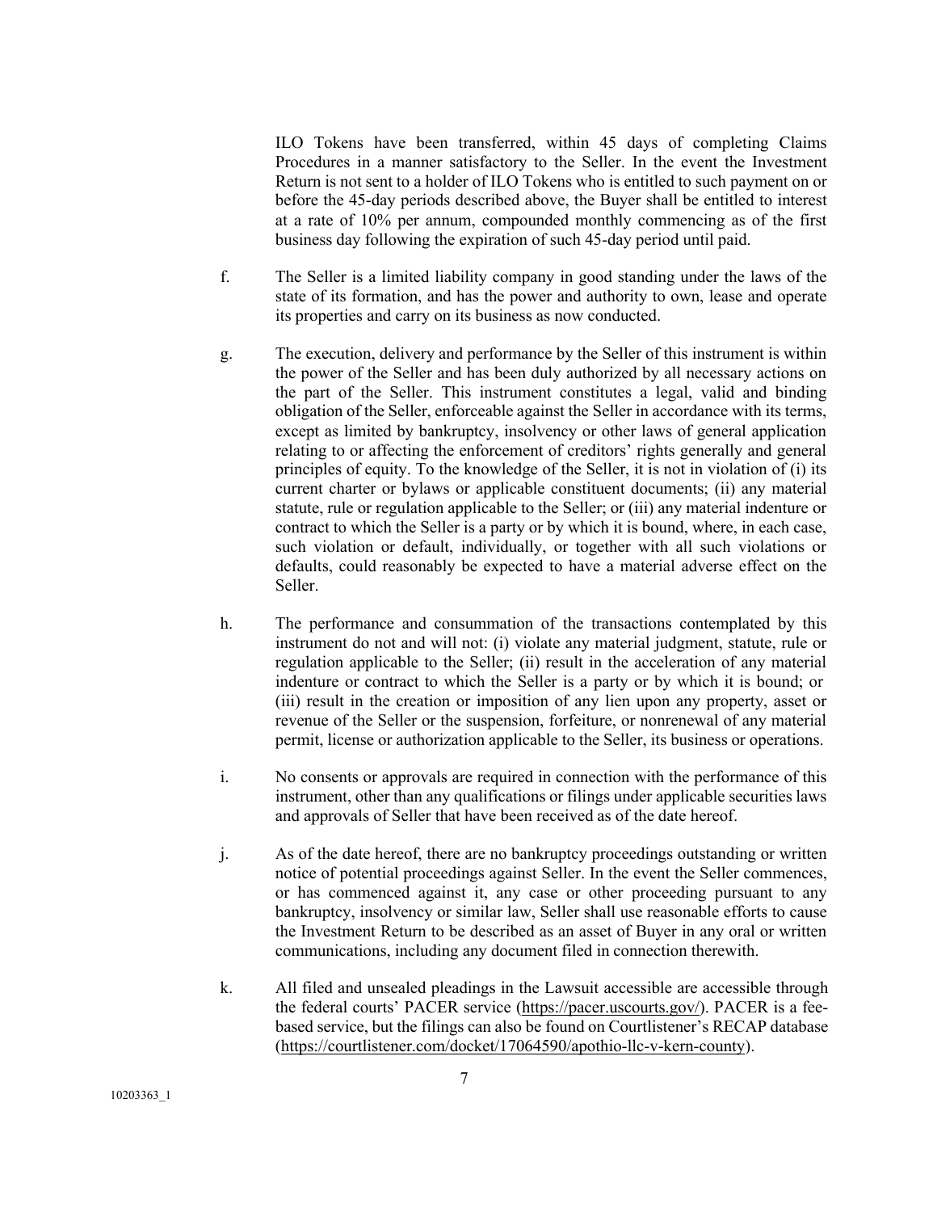ILO Tokens have been transferred, within 45 days of completing Claims Procedures in a manner satisfactory to the Seller. In the event the Investment Return is not sent to a holder of ILO Tokens who is entitled to such payment on or before the 45-day periods described above, the Buyer shall be entitled to interest at a rate of 10% per annum, compounded monthly commencing as of the first business day following the expiration of such 45-day period until paid.

f. The Seller is a limited liability company in good standing under the laws of the state of its formation, and has the power and authority to own, lease and operate its properties and carry on its business as now conducted.

g. The execution, delivery and performance by the Seller of this instrument is within the power of the Seller and has been duly authorized by all necessary actions on the part of the Seller. This instrument constitutes a legal, valid and binding obligation of the Seller, enforceable against the Seller in accordance with its terms, except as limited by bankruptcy, insolvency or other laws of general application relating to or affecting the enforcement of creditors' rights generally and general principles of equity. To the knowledge of the Seller, it is not in violation of (i) its current charter or bylaws or applicable constituent documents; (ii) any material statute, rule or regulation applicable to the Seller; or (iii) any material indenture or contract to which the Seller is a party or by which it is bound, where, in each case, such violation or default, individually, or together with all such violations or defaults, could reasonably be expected to have a material adverse effect on the Seller.

h. The performance and consummation of the transactions contemplated by this instrument do not and will not: (i) violate any material judgment, statute, rule or regulation applicable to the Seller; (ii) result in the acceleration of any material indenture or contract to which the Seller is a party or by which it is bound; or (iii) result in the creation or imposition of any lien upon any property, asset or revenue of the Seller or the suspension, forfeiture, or nonrenewal of any material permit, license or authorization applicable to the Seller, its business or operations.

i. No consents or approvals are required in connection with the performance of this instrument, other than any qualifications or filings under applicable securities laws and approvals of Seller that have been received as of the date hereof.

j. As of the date hereof, there are no bankruptcy proceedings outstanding or written notice of potential proceedings against Seller. In the event the Seller commences, or has commenced against it, any case or other proceeding pursuant to any bankruptcy, insolvency or similar law, Seller shall use reasonable efforts to cause the Investment Return to be described as an asset of Buyer in any oral or written communications, including any document filed in connection therewith.

k. All filed and unsealed pleadings in the Lawsuit accessible are accessible through the federal courts' PACER service (https://pacer.uscourts.gov/). PACER is a fee-based service, but the filings can also be found on Courtlistener's RECAP database (https://courtlistener.com/docket/17064590/apothio-llc-v-kern-county).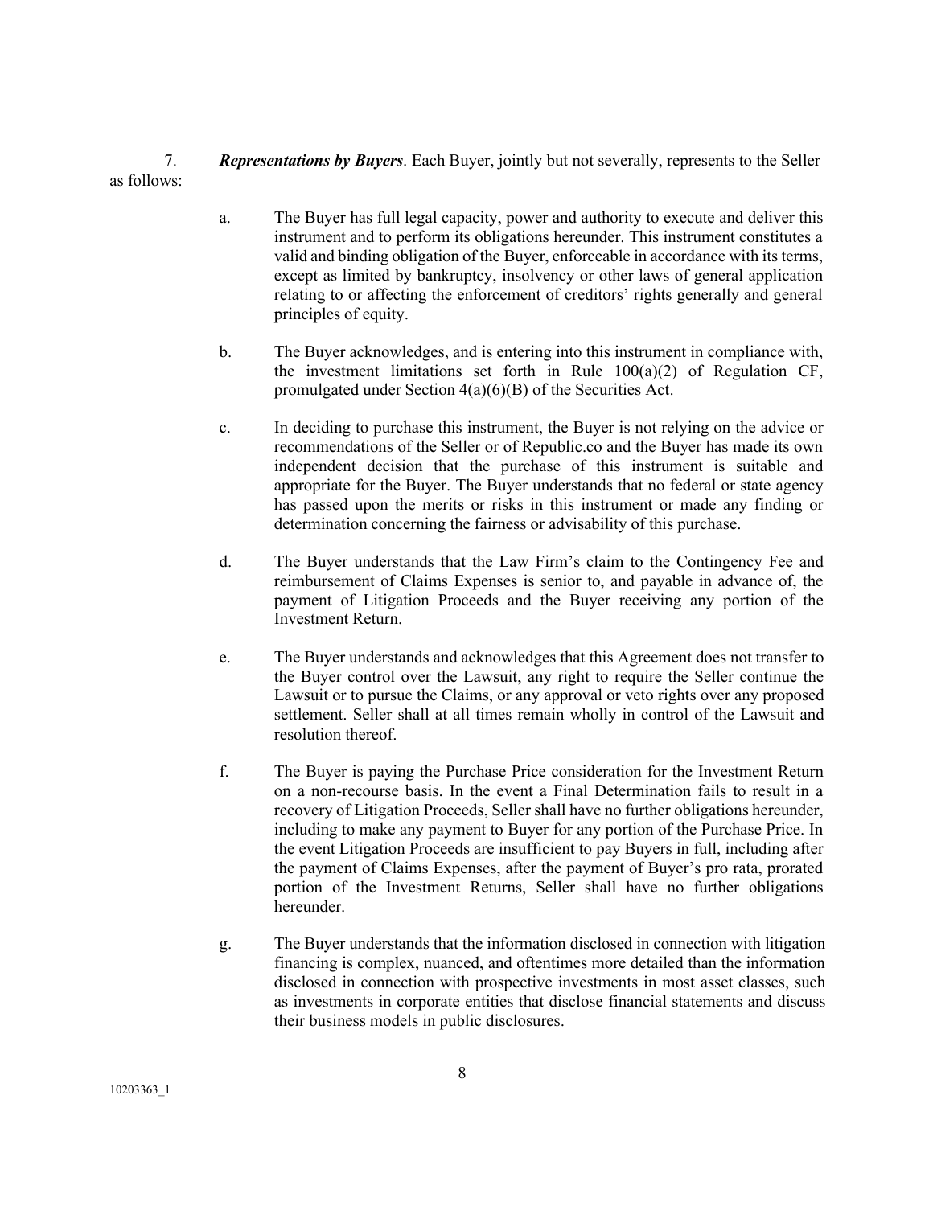7. ***Representations by Buyers***. Each Buyer, jointly but not severally, represents to the Seller as follows:

a. The Buyer has full legal capacity, power and authority to execute and deliver this instrument and to perform its obligations hereunder. This instrument constitutes a valid and binding obligation of the Buyer, enforceable in accordance with its terms, except as limited by bankruptcy, insolvency or other laws of general application relating to or affecting the enforcement of creditors' rights generally and general principles of equity.

b. The Buyer acknowledges, and is entering into this instrument in compliance with, the investment limitations set forth in Rule 100(a)(2) of Regulation CF, promulgated under Section 4(a)(6)(B) of the Securities Act.

c. In deciding to purchase this instrument, the Buyer is not relying on the advice or recommendations of the Seller or of Republic.co and the Buyer has made its own independent decision that the purchase of this instrument is suitable and appropriate for the Buyer. The Buyer understands that no federal or state agency has passed upon the merits or risks in this instrument or made any finding or determination concerning the fairness or advisability of this purchase.

d. The Buyer understands that the Law Firm's claim to the Contingency Fee and reimbursement of Claims Expenses is senior to, and payable in advance of, the payment of Litigation Proceeds and the Buyer receiving any portion of the Investment Return.

e. The Buyer understands and acknowledges that this Agreement does not transfer to the Buyer control over the Lawsuit, any right to require the Seller continue the Lawsuit or to pursue the Claims, or any approval or veto rights over any proposed settlement. Seller shall at all times remain wholly in control of the Lawsuit and resolution thereof.

f. The Buyer is paying the Purchase Price consideration for the Investment Return on a non-recourse basis. In the event a Final Determination fails to result in a recovery of Litigation Proceeds, Seller shall have no further obligations hereunder, including to make any payment to Buyer for any portion of the Purchase Price. In the event Litigation Proceeds are insufficient to pay Buyers in full, including after the payment of Claims Expenses, after the payment of Buyer's pro rata, prorated portion of the Investment Returns, Seller shall have no further obligations hereunder.

g. The Buyer understands that the information disclosed in connection with litigation financing is complex, nuanced, and oftentimes more detailed than the information disclosed in connection with prospective investments in most asset classes, such as investments in corporate entities that disclose financial statements and discuss their business models in public disclosures.

10203363_1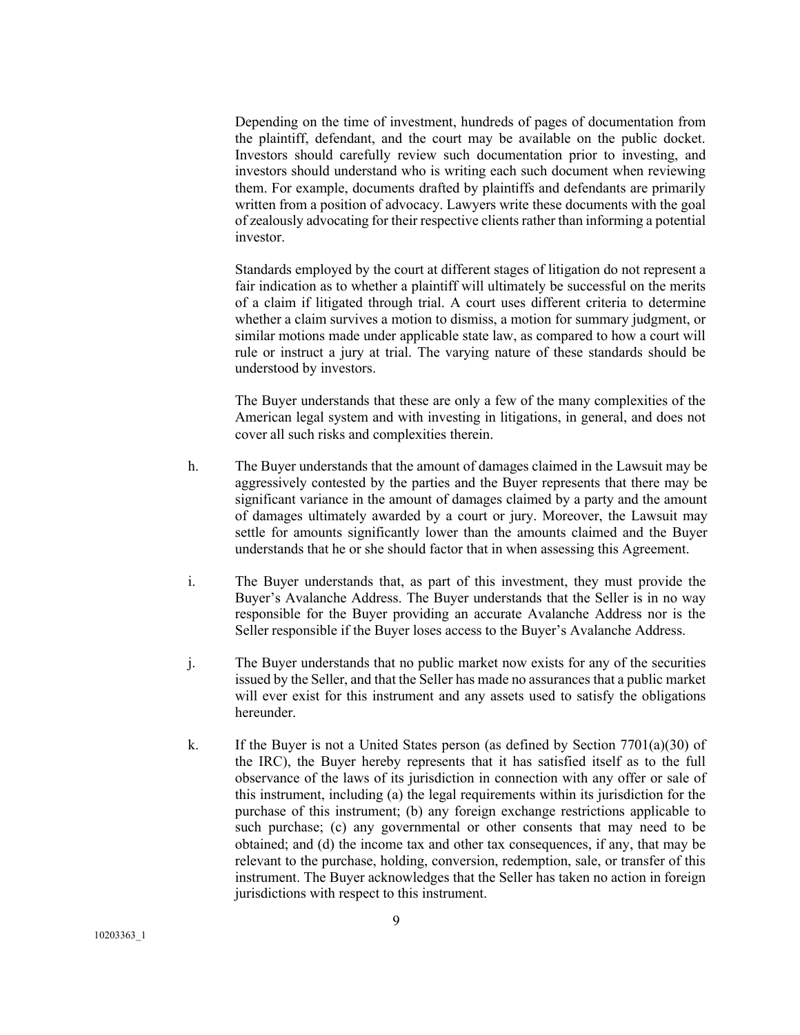Depending on the time of investment, hundreds of pages of documentation from the plaintiff, defendant, and the court may be available on the public docket. Investors should carefully review such documentation prior to investing, and investors should understand who is writing each such document when reviewing them. For example, documents drafted by plaintiffs and defendants are primarily written from a position of advocacy. Lawyers write these documents with the goal of zealously advocating for their respective clients rather than informing a potential investor.

Standards employed by the court at different stages of litigation do not represent a fair indication as to whether a plaintiff will ultimately be successful on the merits of a claim if litigated through trial. A court uses different criteria to determine whether a claim survives a motion to dismiss, a motion for summary judgment, or similar motions made under applicable state law, as compared to how a court will rule or instruct a jury at trial. The varying nature of these standards should be understood by investors.

The Buyer understands that these are only a few of the many complexities of the American legal system and with investing in litigations, in general, and does not cover all such risks and complexities therein.

h. The Buyer understands that the amount of damages claimed in the Lawsuit may be aggressively contested by the parties and the Buyer represents that there may be significant variance in the amount of damages claimed by a party and the amount of damages ultimately awarded by a court or jury. Moreover, the Lawsuit may settle for amounts significantly lower than the amounts claimed and the Buyer understands that he or she should factor that in when assessing this Agreement.

i. The Buyer understands that, as part of this investment, they must provide the Buyer's Avalanche Address. The Buyer understands that the Seller is in no way responsible for the Buyer providing an accurate Avalanche Address nor is the Seller responsible if the Buyer loses access to the Buyer's Avalanche Address.

j. The Buyer understands that no public market now exists for any of the securities issued by the Seller, and that the Seller has made no assurances that a public market will ever exist for this instrument and any assets used to satisfy the obligations hereunder.

k. If the Buyer is not a United States person (as defined by Section 7701(a)(30) of the IRC), the Buyer hereby represents that it has satisfied itself as to the full observance of the laws of its jurisdiction in connection with any offer or sale of this instrument, including (a) the legal requirements within its jurisdiction for the purchase of this instrument; (b) any foreign exchange restrictions applicable to such purchase; (c) any governmental or other consents that may need to be obtained; and (d) the income tax and other tax consequences, if any, that may be relevant to the purchase, holding, conversion, redemption, sale, or transfer of this instrument. The Buyer acknowledges that the Seller has taken no action in foreign jurisdictions with respect to this instrument.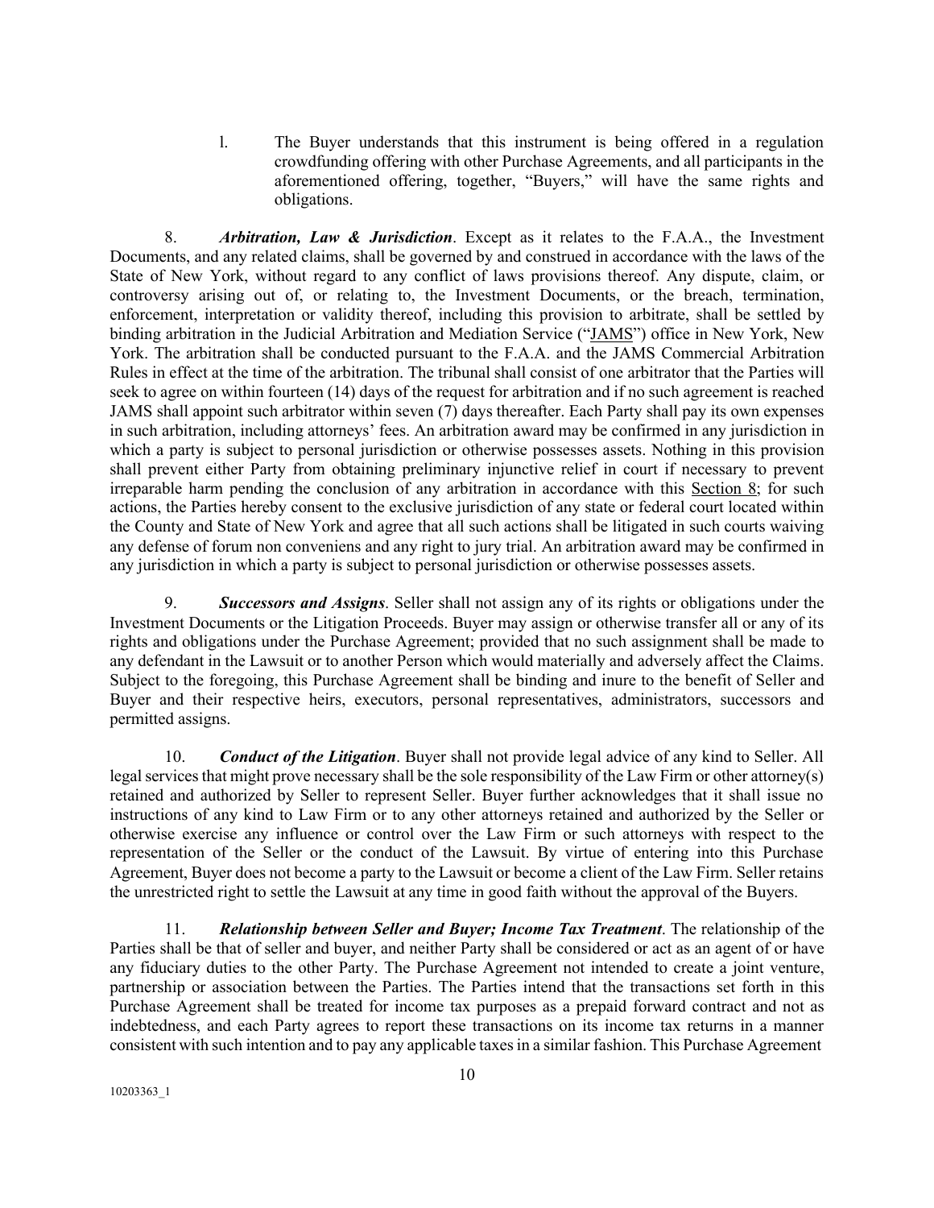l. The Buyer understands that this instrument is being offered in a regulation crowdfunding offering with other Purchase Agreements, and all participants in the aforementioned offering, together, "Buyers," will have the same rights and obligations.

8. ***Arbitration, Law & Jurisdiction***. Except as it relates to the F.A.A., the Investment Documents, and any related claims, shall be governed by and construed in accordance with the laws of the State of New York, without regard to any conflict of laws provisions thereof. Any dispute, claim, or controversy arising out of, or relating to, the Investment Documents, or the breach, termination, enforcement, interpretation or validity thereof, including this provision to arbitrate, shall be settled by binding arbitration in the Judicial Arbitration and Mediation Service ("JAMS") office in New York, New York. The arbitration shall be conducted pursuant to the F.A.A. and the JAMS Commercial Arbitration Rules in effect at the time of the arbitration. The tribunal shall consist of one arbitrator that the Parties will seek to agree on within fourteen (14) days of the request for arbitration and if no such agreement is reached JAMS shall appoint such arbitrator within seven (7) days thereafter. Each Party shall pay its own expenses in such arbitration, including attorneys' fees. An arbitration award may be confirmed in any jurisdiction in which a party is subject to personal jurisdiction or otherwise possesses assets. Nothing in this provision shall prevent either Party from obtaining preliminary injunctive relief in court if necessary to prevent irreparable harm pending the conclusion of any arbitration in accordance with this Section 8; for such actions, the Parties hereby consent to the exclusive jurisdiction of any state or federal court located within the County and State of New York and agree that all such actions shall be litigated in such courts waiving any defense of forum non conveniens and any right to jury trial. An arbitration award may be confirmed in any jurisdiction in which a party is subject to personal jurisdiction or otherwise possesses assets.

9. ***Successors and Assigns***. Seller shall not assign any of its rights or obligations under the Investment Documents or the Litigation Proceeds. Buyer may assign or otherwise transfer all or any of its rights and obligations under the Purchase Agreement; provided that no such assignment shall be made to any defendant in the Lawsuit or to another Person which would materially and adversely affect the Claims. Subject to the foregoing, this Purchase Agreement shall be binding and inure to the benefit of Seller and Buyer and their respective heirs, executors, personal representatives, administrators, successors and permitted assigns.

10. ***Conduct of the Litigation***. Buyer shall not provide legal advice of any kind to Seller. All legal services that might prove necessary shall be the sole responsibility of the Law Firm or other attorney(s) retained and authorized by Seller to represent Seller. Buyer further acknowledges that it shall issue no instructions of any kind to Law Firm or to any other attorneys retained and authorized by the Seller or otherwise exercise any influence or control over the Law Firm or such attorneys with respect to the representation of the Seller or the conduct of the Lawsuit. By virtue of entering into this Purchase Agreement, Buyer does not become a party to the Lawsuit or become a client of the Law Firm. Seller retains the unrestricted right to settle the Lawsuit at any time in good faith without the approval of the Buyers.

11. ***Relationship between Seller and Buyer; Income Tax Treatment***. The relationship of the Parties shall be that of seller and buyer, and neither Party shall be considered or act as an agent of or have any fiduciary duties to the other Party. The Purchase Agreement not intended to create a joint venture, partnership or association between the Parties. The Parties intend that the transactions set forth in this Purchase Agreement shall be treated for income tax purposes as a prepaid forward contract and not as indebtedness, and each Party agrees to report these transactions on its income tax returns in a manner consistent with such intention and to pay any applicable taxes in a similar fashion. This Purchase Agreement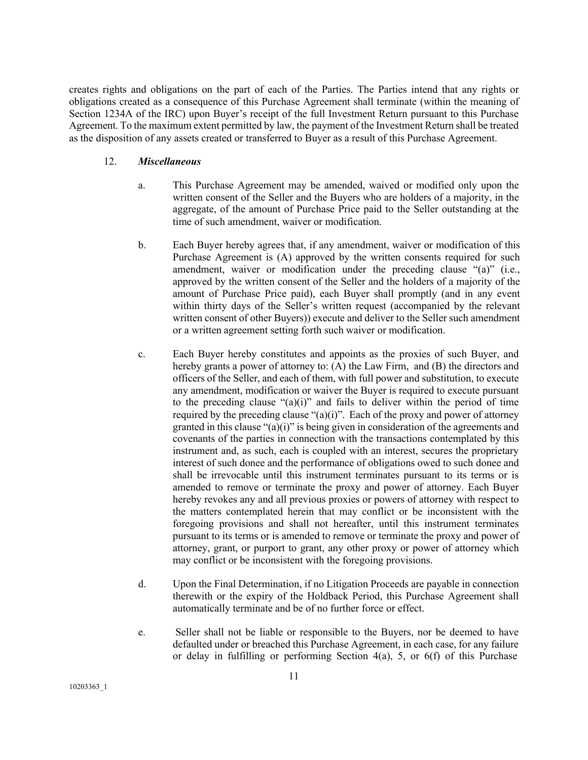creates rights and obligations on the part of each of the Parties. The Parties intend that any rights or obligations created as a consequence of this Purchase Agreement shall terminate (within the meaning of Section 1234A of the IRC) upon Buyer's receipt of the full Investment Return pursuant to this Purchase Agreement. To the maximum extent permitted by law, the payment of the Investment Return shall be treated as the disposition of any assets created or transferred to Buyer as a result of this Purchase Agreement.

12. ***Miscellaneous***

a. This Purchase Agreement may be amended, waived or modified only upon the written consent of the Seller and the Buyers who are holders of a majority, in the aggregate, of the amount of Purchase Price paid to the Seller outstanding at the time of such amendment, waiver or modification.

b. Each Buyer hereby agrees that, if any amendment, waiver or modification of this Purchase Agreement is (A) approved by the written consents required for such amendment, waiver or modification under the preceding clause "(a)" (i.e., approved by the written consent of the Seller and the holders of a majority of the amount of Purchase Price paid), each Buyer shall promptly (and in any event within thirty days of the Seller's written request (accompanied by the relevant written consent of other Buyers)) execute and deliver to the Seller such amendment or a written agreement setting forth such waiver or modification.

c. Each Buyer hereby constitutes and appoints as the proxies of such Buyer, and hereby grants a power of attorney to: (A) the Law Firm, and (B) the directors and officers of the Seller, and each of them, with full power and substitution, to execute any amendment, modification or waiver the Buyer is required to execute pursuant to the preceding clause "(a)(i)" and fails to deliver within the period of time required by the preceding clause "(a)(i)". Each of the proxy and power of attorney granted in this clause "(a)(i)" is being given in consideration of the agreements and covenants of the parties in connection with the transactions contemplated by this instrument and, as such, each is coupled with an interest, secures the proprietary interest of such donee and the performance of obligations owed to such donee and shall be irrevocable until this instrument terminates pursuant to its terms or is amended to remove or terminate the proxy and power of attorney. Each Buyer hereby revokes any and all previous proxies or powers of attorney with respect to the matters contemplated herein that may conflict or be inconsistent with the foregoing provisions and shall not hereafter, until this instrument terminates pursuant to its terms or is amended to remove or terminate the proxy and power of attorney, grant, or purport to grant, any other proxy or power of attorney which may conflict or be inconsistent with the foregoing provisions.

d. Upon the Final Determination, if no Litigation Proceeds are payable in connection therewith or the expiry of the Holdback Period, this Purchase Agreement shall automatically terminate and be of no further force or effect.

e. Seller shall not be liable or responsible to the Buyers, nor be deemed to have defaulted under or breached this Purchase Agreement, in each case, for any failure or delay in fulfilling or performing Section 4(a), 5, or 6(f) of this Purchase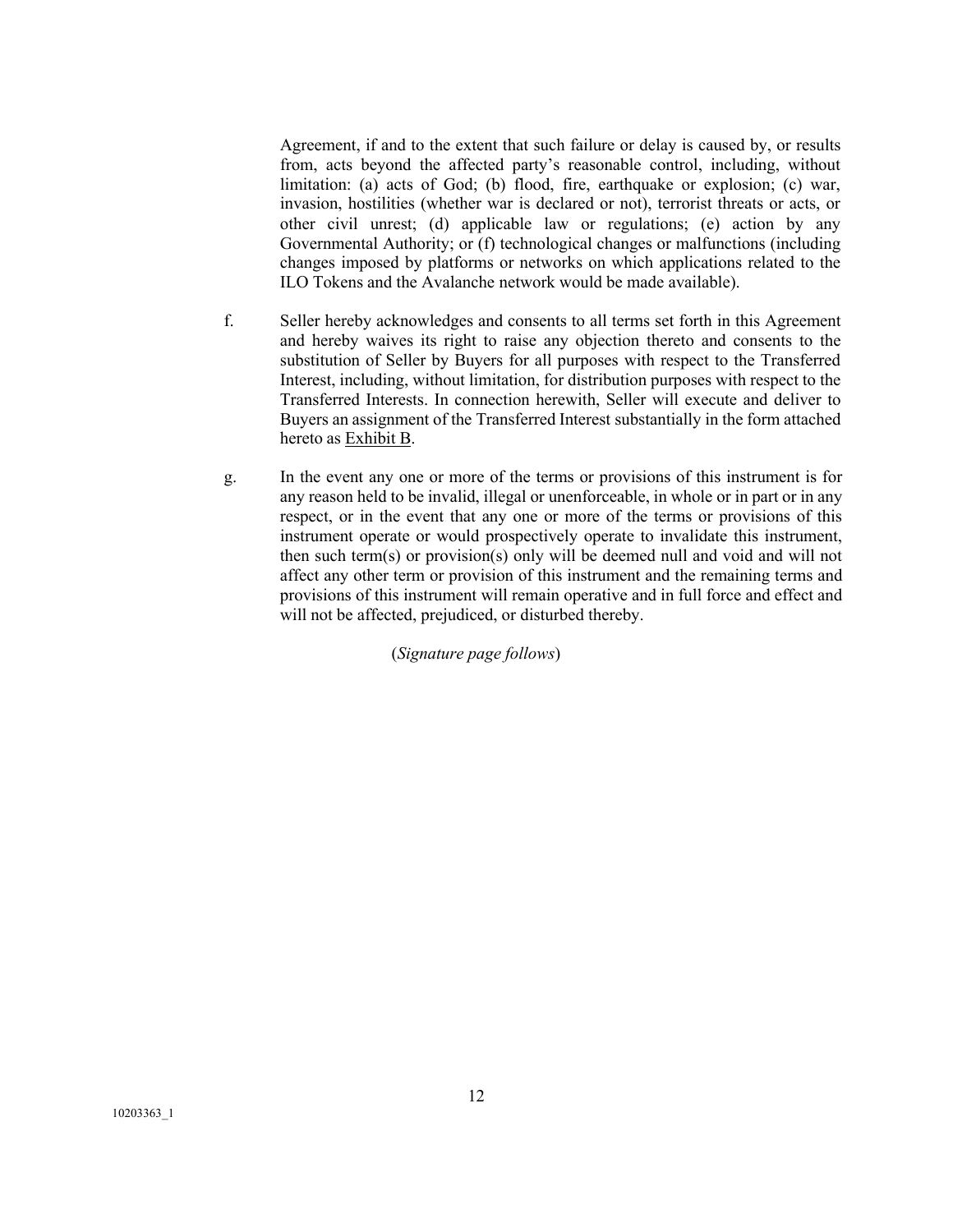Agreement, if and to the extent that such failure or delay is caused by, or results from, acts beyond the affected party's reasonable control, including, without limitation: (a) acts of God; (b) flood, fire, earthquake or explosion; (c) war, invasion, hostilities (whether war is declared or not), terrorist threats or acts, or other civil unrest; (d) applicable law or regulations; (e) action by any Governmental Authority; or (f) technological changes or malfunctions (including changes imposed by platforms or networks on which applications related to the ILO Tokens and the Avalanche network would be made available).

f. Seller hereby acknowledges and consents to all terms set forth in this Agreement and hereby waives its right to raise any objection thereto and consents to the substitution of Seller by Buyers for all purposes with respect to the Transferred Interest, including, without limitation, for distribution purposes with respect to the Transferred Interests. In connection herewith, Seller will execute and deliver to Buyers an assignment of the Transferred Interest substantially in the form attached hereto as Exhibit B.

g. In the event any one or more of the terms or provisions of this instrument is for any reason held to be invalid, illegal or unenforceable, in whole or in part or in any respect, or in the event that any one or more of the terms or provisions of this instrument operate or would prospectively operate to invalidate this instrument, then such term(s) or provision(s) only will be deemed null and void and will not affect any other term or provision of this instrument and the remaining terms and provisions of this instrument will remain operative and in full force and effect and will not be affected, prejudiced, or disturbed thereby.

(*Signature page follows*)

10203363_1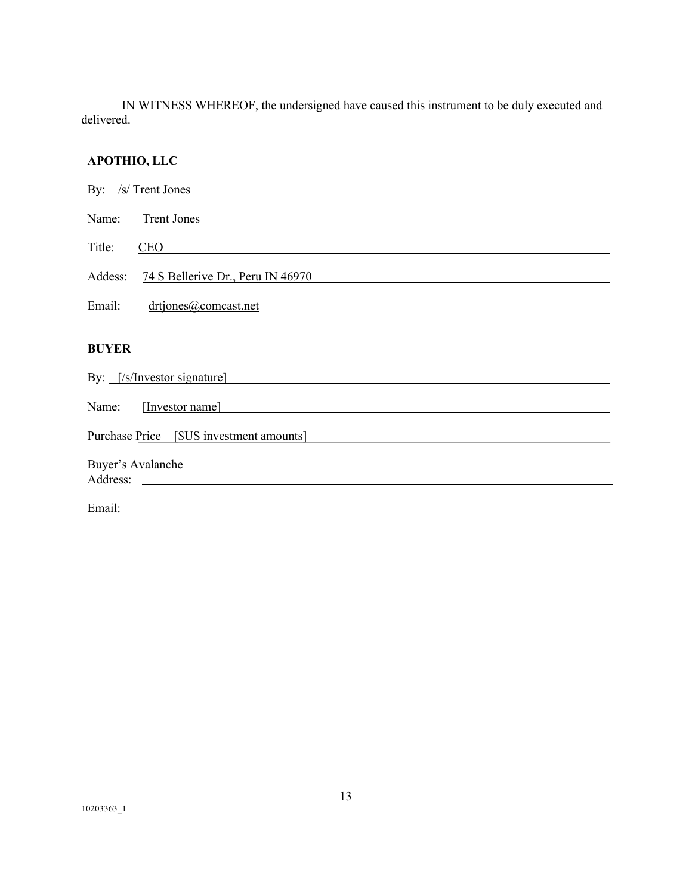IN WITNESS WHEREOF, the undersigned have caused this instrument to be duly executed and delivered.

**APOTHIO, LLC**

By: /s/ Trent Jones

Name: Trent Jones

Title: CEO

Addess: 74 S Bellerive Dr., Peru IN 46970

Email: drtjones@comcast.net

**BUYER**

By: [/s/Investor signature]

Name: [Investor name]

Purchase Price [$US investment amounts]

Buyer's Avalanche Address:

Email:

10203363_1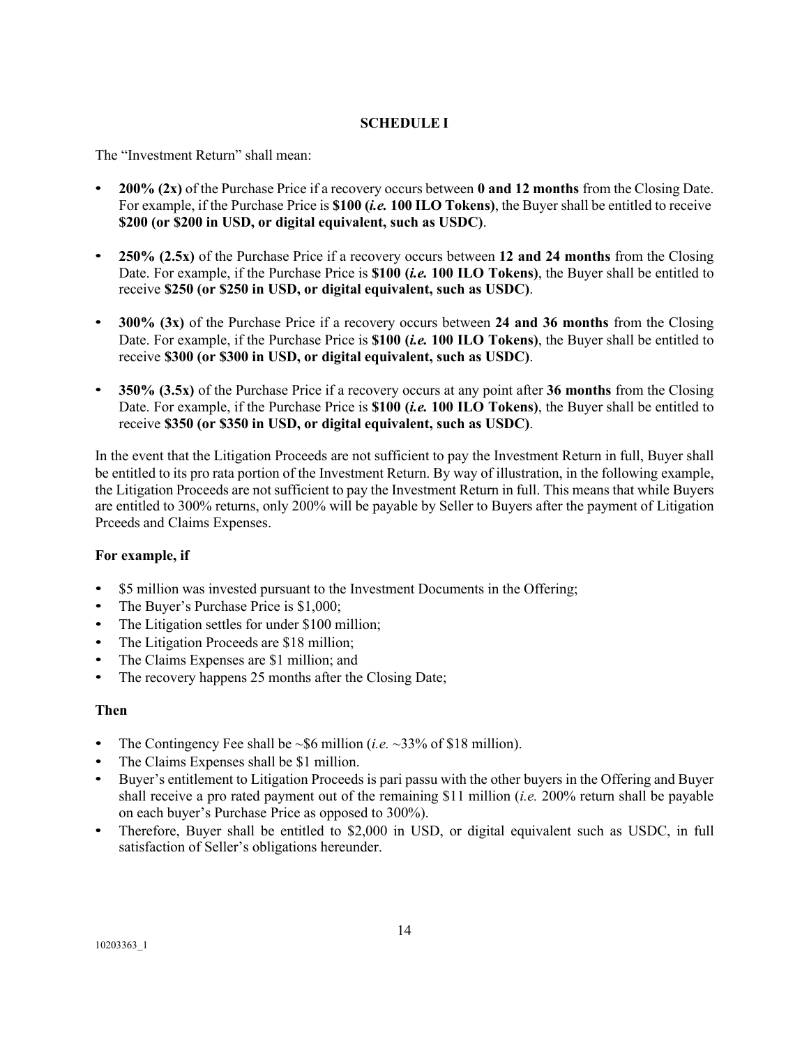**SCHEDULE I**

The "Investment Return" shall mean:

- **200% (2x)** of the Purchase Price if a recovery occurs between **0 and 12 months** from the Closing Date. For example, if the Purchase Price is **$100 (*i.e.* 100 ILO Tokens)**, the Buyer shall be entitled to receive **$200 (or $200 in USD, or digital equivalent, such as USDC)**.
- **250% (2.5x)** of the Purchase Price if a recovery occurs between **12 and 24 months** from the Closing Date. For example, if the Purchase Price is **$100 (*i.e.* 100 ILO Tokens)**, the Buyer shall be entitled to receive **$250 (or $250 in USD, or digital equivalent, such as USDC)**.
- **300% (3x)** of the Purchase Price if a recovery occurs between **24 and 36 months** from the Closing Date. For example, if the Purchase Price is **$100 (*i.e.* 100 ILO Tokens)**, the Buyer shall be entitled to receive **$300 (or $300 in USD, or digital equivalent, such as USDC)**.
- **350% (3.5x)** of the Purchase Price if a recovery occurs at any point after **36 months** from the Closing Date. For example, if the Purchase Price is **$100 (*i.e.* 100 ILO Tokens)**, the Buyer shall be entitled to receive **$350 (or $350 in USD, or digital equivalent, such as USDC)**.

In the event that the Litigation Proceeds are not sufficient to pay the Investment Return in full, Buyer shall be entitled to its pro rata portion of the Investment Return. By way of illustration, in the following example, the Litigation Proceeds are not sufficient to pay the Investment Return in full. This means that while Buyers are entitled to 300% returns, only 200% will be payable by Seller to Buyers after the payment of Litigation Prceeds and Claims Expenses.

**For example, if**

- $5 million was invested pursuant to the Investment Documents in the Offering;
- The Buyer's Purchase Price is $1,000;
- The Litigation settles for under $100 million;
- The Litigation Proceeds are $18 million;
- The Claims Expenses are $1 million; and
- The recovery happens 25 months after the Closing Date;

**Then**

- The Contingency Fee shall be ~$6 million (*i.e.* ~33% of $18 million).
- The Claims Expenses shall be $1 million.
- Buyer's entitlement to Litigation Proceeds is pari passu with the other buyers in the Offering and Buyer shall receive a pro rated payment out of the remaining $11 million (*i.e.* 200% return shall be payable on each buyer's Purchase Price as opposed to 300%).
- Therefore, Buyer shall be entitled to $2,000 in USD, or digital equivalent such as USDC, in full satisfaction of Seller's obligations hereunder.

10203363_1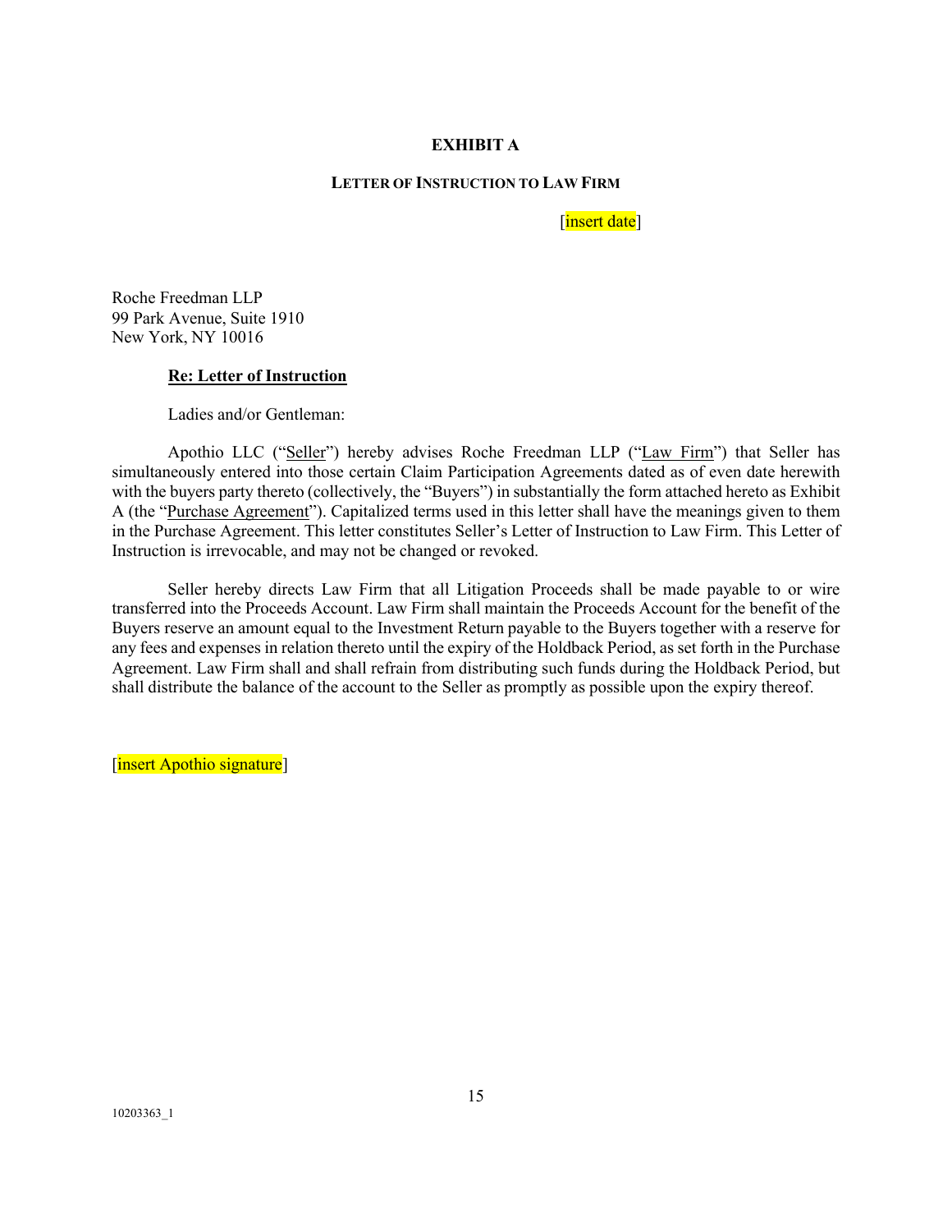# EXHIBIT A

## LETTER OF INSTRUCTION TO LAW FIRM

[insert date]

Roche Freedman LLP
99 Park Avenue, Suite 1910
New York, NY 10016

**Re: Letter of Instruction**

Ladies and/or Gentleman:

Apothio LLC ("Seller") hereby advises Roche Freedman LLP ("Law Firm") that Seller has simultaneously entered into those certain Claim Participation Agreements dated as of even date herewith with the buyers party thereto (collectively, the "Buyers") in substantially the form attached hereto as Exhibit A (the "Purchase Agreement"). Capitalized terms used in this letter shall have the meanings given to them in the Purchase Agreement. This letter constitutes Seller's Letter of Instruction to Law Firm. This Letter of Instruction is irrevocable, and may not be changed or revoked.

Seller hereby directs Law Firm that all Litigation Proceeds shall be made payable to or wire transferred into the Proceeds Account. Law Firm shall maintain the Proceeds Account for the benefit of the Buyers reserve an amount equal to the Investment Return payable to the Buyers together with a reserve for any fees and expenses in relation thereto until the expiry of the Holdback Period, as set forth in the Purchase Agreement. Law Firm shall and shall refrain from distributing such funds during the Holdback Period, but shall distribute the balance of the account to the Seller as promptly as possible upon the expiry thereof.

[insert Apothio signature]

10203363_1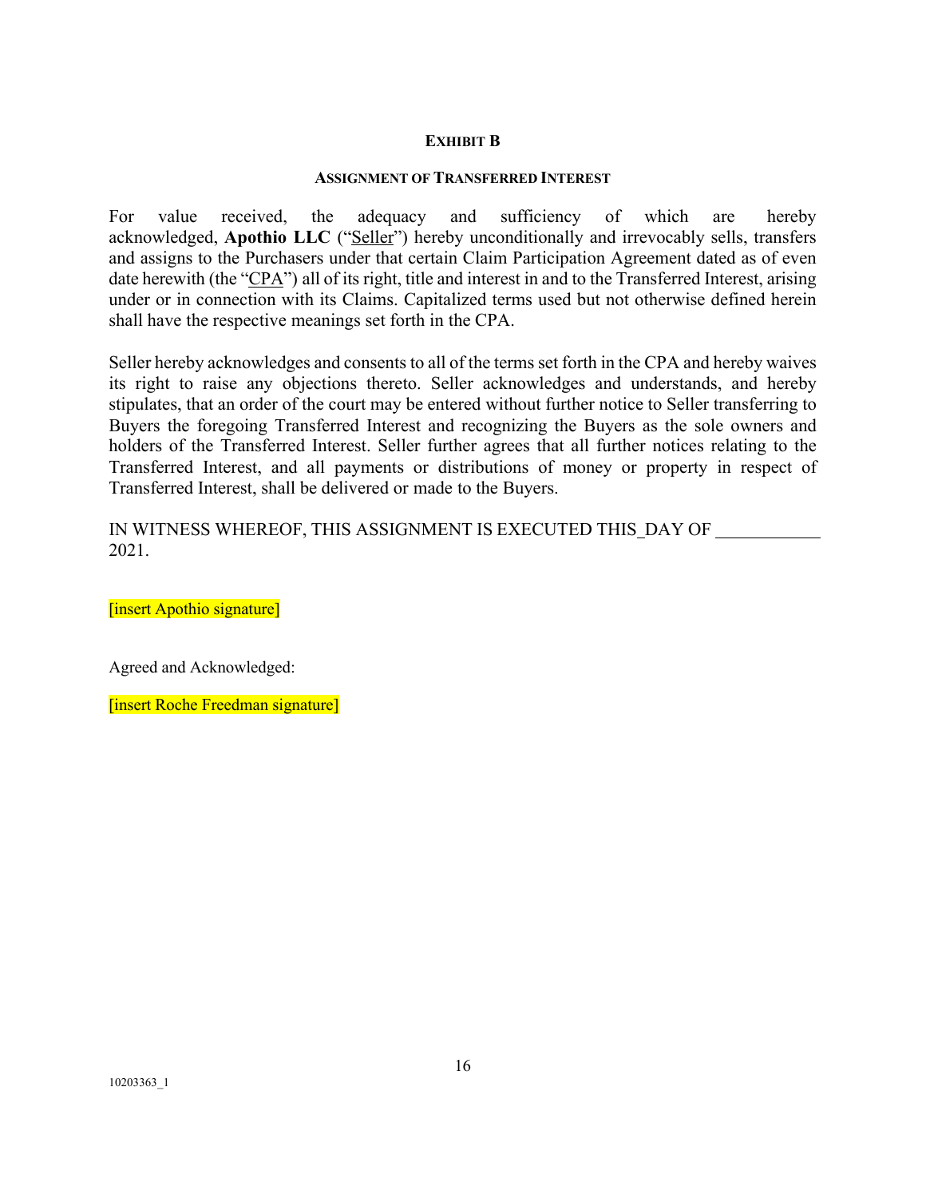**EXHIBIT B**

**ASSIGNMENT OF TRANSFERRED INTEREST**

For value received, the adequacy and sufficiency of which are hereby acknowledged, **Apothio LLC** ("Seller") hereby unconditionally and irrevocably sells, transfers and assigns to the Purchasers under that certain Claim Participation Agreement dated as of even date herewith (the "CPA") all of its right, title and interest in and to the Transferred Interest, arising under or in connection with its Claims. Capitalized terms used but not otherwise defined herein shall have the respective meanings set forth in the CPA.

Seller hereby acknowledges and consents to all of the terms set forth in the CPA and hereby waives its right to raise any objections thereto. Seller acknowledges and understands, and hereby stipulates, that an order of the court may be entered without further notice to Seller transferring to Buyers the foregoing Transferred Interest and recognizing the Buyers as the sole owners and holders of the Transferred Interest. Seller further agrees that all further notices relating to the Transferred Interest, and all payments or distributions of money or property in respect of Transferred Interest, shall be delivered or made to the Buyers.

IN WITNESS WHEREOF, THIS ASSIGNMENT IS EXECUTED THIS_DAY OF ___________ 2021.

[insert Apothio signature]

Agreed and Acknowledged:

[insert Roche Freedman signature]

10203363_1